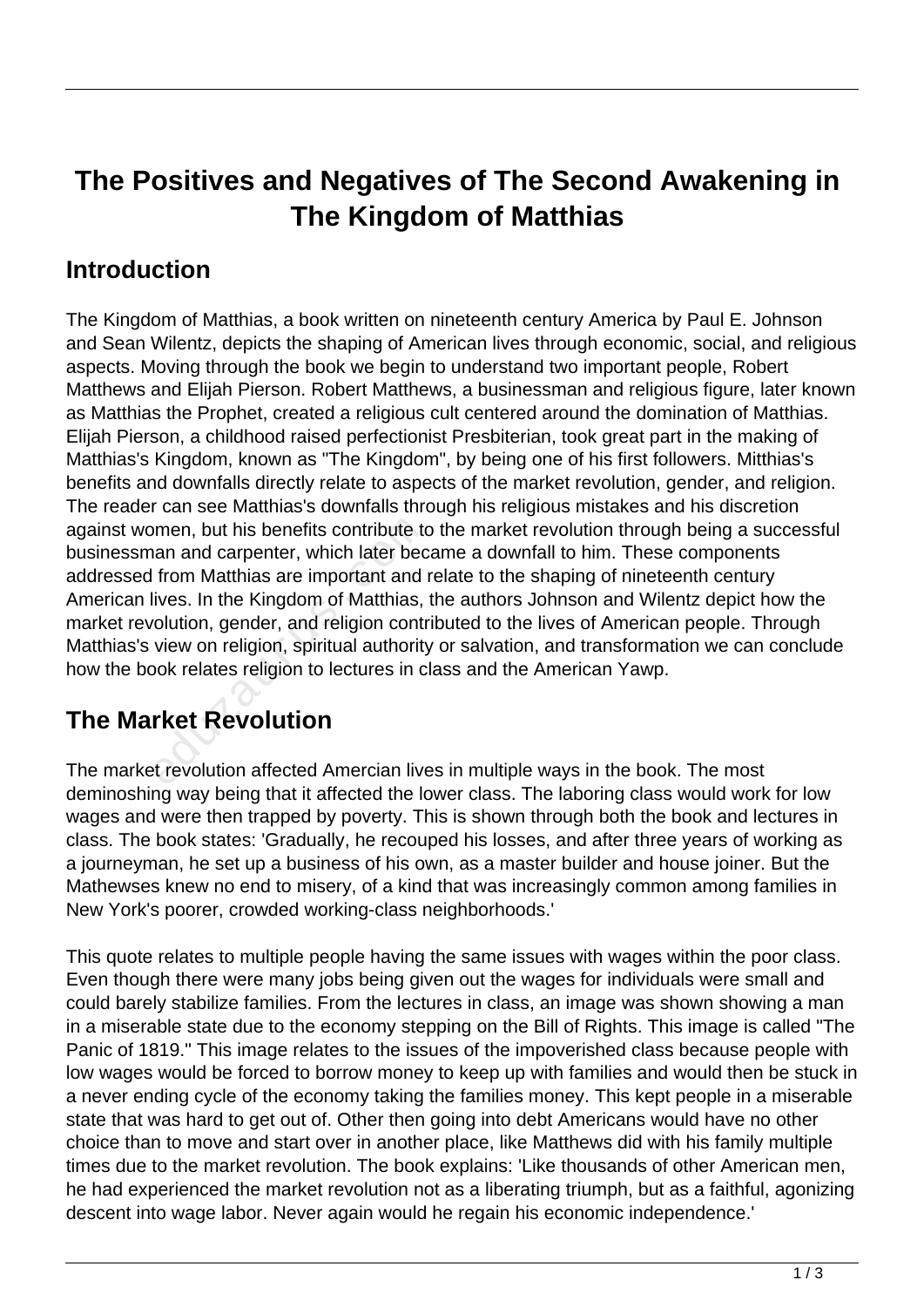# The Positives and Negatives of The Second Awakening in The Kingdom of Matthias

## Introduction

The Kingdom of Matthias, a book written on nineteenth century America by Paul E. Johnson and Sean Wilentz, depicts the shaping of American lives through economic, social, and religious aspects. Moving through the book we begin to understand two important people, Robert Matthews and Elijah Pierson. Robert Matthews, a businessman and religious figure, later known as Matthias the Prophet, created a religious cult centered around the domination of Matthias. Elijah Pierson, a childhood raised perfectionist Presbiterian, took great part in the making of Matthias's Kingdom, known as "The Kingdom", by being one of his first followers. Mitthias's benefits and downfalls directly relate to aspects of the market revolution, gender, and religion. The reader can see Matthias's downfalls through his religious mistakes and his discretion against women, but his benefits contribute to the market revolution through being a successful businessman and carpenter, which later became a downfall to him. These components addressed from Matthias are important and relate to the shaping of nineteenth century American lives. In the Kingdom of Matthias, the authors Johnson and Wilentz depict how the market revolution, gender, and religion contributed to the lives of American people. Through Matthias's view on religion, spiritual authority or salvation, and transformation we can conclude how the book relates religion to lectures in class and the American Yawp.

## The Market Revolution

The market revolution affected Amercian lives in multiple ways in the book. The most deminoshing way being that it affected the lower class. The laboring class would work for low wages and were then trapped by poverty. This is shown through both the book and lectures in class. The book states: 'Gradually, he recouped his losses, and after three years of working as a journeyman, he set up a business of his own, as a master builder and house joiner. But the Mathewses knew no end to misery, of a kind that was increasingly common among families in New York's poorer, crowded working-class neighborhoods.'

This quote relates to multiple people having the same issues with wages within the poor class. Even though there were many jobs being given out the wages for individuals were small and could barely stabilize families. From the lectures in class, an image was shown showing a man in a miserable state due to the economy stepping on the Bill of Rights. This image is called "The Panic of 1819." This image relates to the issues of the impoverished class because people with low wages would be forced to borrow money to keep up with families and would then be stuck in a never ending cycle of the economy taking the families money. This kept people in a miserable state that was hard to get out of. Other then going into debt Americans would have no other choice than to move and start over in another place, like Matthews did with his family multiple times due to the market revolution. The book explains: 'Like thousands of other American men, he had experienced the market revolution not as a liberating triumph, but as a faithful, agonizing descent into wage labor. Never again would he regain his economic independence.'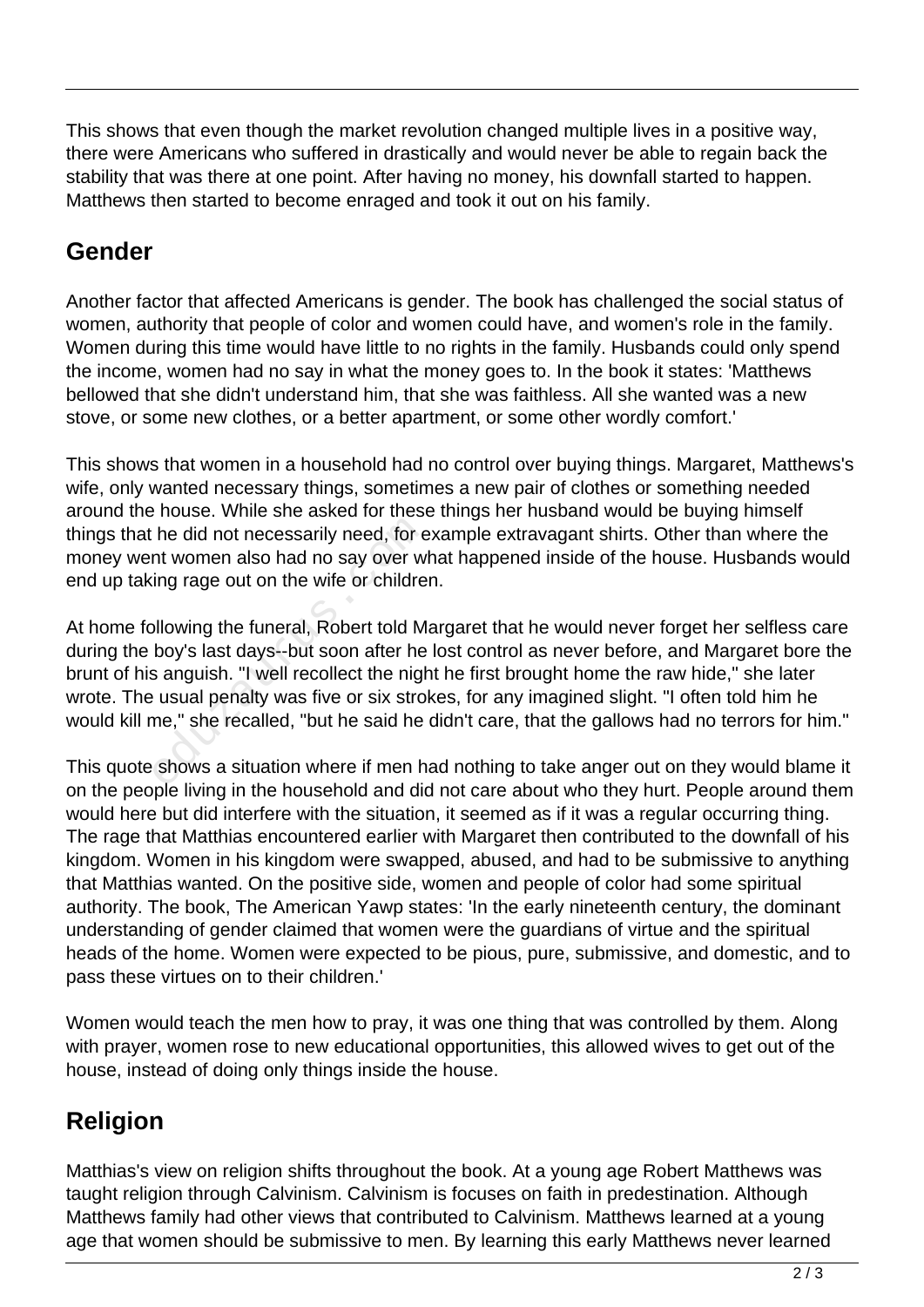This shows that even though the market revolution changed multiple lives in a positive way, there were Americans who suffered in drastically and would never be able to regain back the stability that was there at one point. After having no money, his downfall started to happen. Matthews then started to become enraged and took it out on his family.

## Gender

Another factor that affected Americans is gender. The book has challenged the social status of women, authority that people of color and women could have, and women's role in the family. Women during this time would have little to no rights in the family. Husbands could only spend the income, women had no say in what the money goes to. In the book it states: 'Matthews bellowed that she didn't understand him, that she was faithless. All she wanted was a new stove, or some new clothes, or a better apartment, or some other wordly comfort.'

This shows that women in a household had no control over buying things. Margaret, Matthews's wife, only wanted necessary things, sometimes a new pair of clothes or something needed around the house. While she asked for these things her husband would be buying himself things that he did not necessarily need, for example extravagant shirts. Other than where the money went women also had no say over what happened inside of the house. Husbands would end up taking rage out on the wife or children.

At home following the funeral, Robert told Margaret that he would never forget her selfless care during the boy's last days--but soon after he lost control as never before, and Margaret bore the brunt of his anguish. "I well recollect the night he first brought home the raw hide," she later wrote. The usual penalty was five or six strokes, for any imagined slight. "I often told him he would kill me," she recalled, "but he said he didn't care, that the gallows had no terrors for him."

This quote shows a situation where if men had nothing to take anger out on they would blame it on the people living in the household and did not care about who they hurt. People around them would here but did interfere with the situation, it seemed as if it was a regular occurring thing. The rage that Matthias encountered earlier with Margaret then contributed to the downfall of his kingdom. Women in his kingdom were swapped, abused, and had to be submissive to anything that Matthias wanted. On the positive side, women and people of color had some spiritual authority. The book, The American Yawp states: 'In the early nineteenth century, the dominant understanding of gender claimed that women were the guardians of virtue and the spiritual heads of the home. Women were expected to be pious, pure, submissive, and domestic, and to pass these virtues on to their children.'

Women would teach the men how to pray, it was one thing that was controlled by them. Along with prayer, women rose to new educational opportunities, this allowed wives to get out of the house, instead of doing only things inside the house.

## Religion

Matthias's view on religion shifts throughout the book. At a young age Robert Matthews was taught religion through Calvinism. Calvinism is focuses on faith in predestination. Although Matthews family had other views that contributed to Calvinism. Matthews learned at a young age that women should be submissive to men. By learning this early Matthews never learned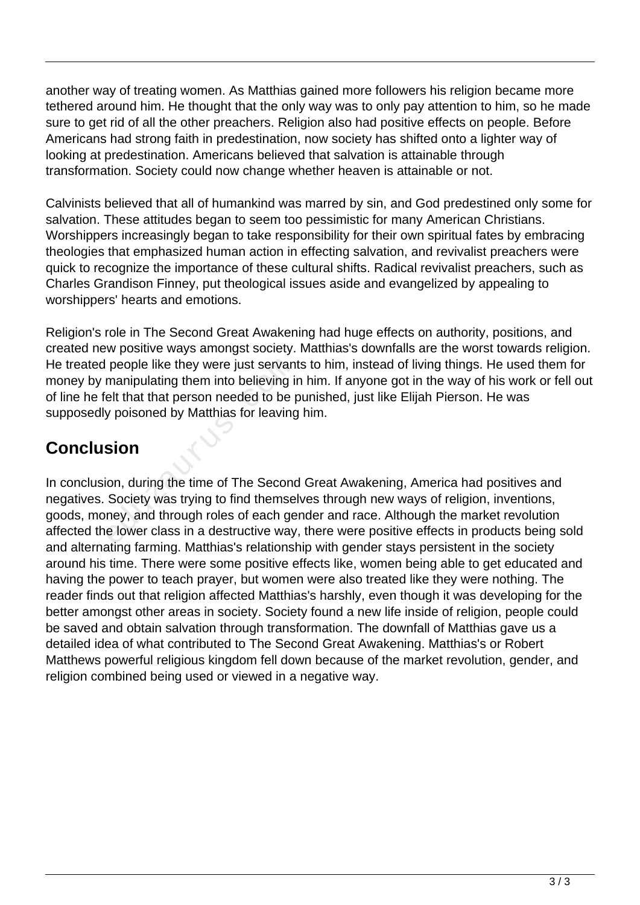another way of treating women. As Matthias gained more followers his religion became more tethered around him. He thought that the only way was to only pay attention to him, so he made sure to get rid of all the other preachers. Religion also had positive effects on people. Before Americans had strong faith in predestination, now society has shifted onto a lighter way of looking at predestination. Americans believed that salvation is attainable through transformation. Society could now change whether heaven is attainable or not.

Calvinists believed that all of humankind was marred by sin, and God predestined only some for salvation. These attitudes began to seem too pessimistic for many American Christians. Worshippers increasingly began to take responsibility for their own spiritual fates by embracing theologies that emphasized human action in effecting salvation, and revivalist preachers were quick to recognize the importance of these cultural shifts. Radical revivalist preachers, such as Charles Grandison Finney, put theological issues aside and evangelized by appealing to worshippers' hearts and emotions.

Religion's role in The Second Great Awakening had huge effects on authority, positions, and created new positive ways amongst society. Matthias's downfalls are the worst towards religion. He treated people like they were just servants to him, instead of living things. He used them for money by manipulating them into believing in him. If anyone got in the way of his work or fell out of line he felt that that person needed to be punished, just like Elijah Pierson. He was supposedly poisoned by Matthias for leaving him.

## Conclusion

In conclusion, during the time of The Second Great Awakening, America had positives and negatives. Society was trying to find themselves through new ways of religion, inventions, goods, money, and through roles of each gender and race. Although the market revolution affected the lower class in a destructive way, there were positive effects in products being sold and alternating farming. Matthias's relationship with gender stays persistent in the society around his time. There were some positive effects like, women being able to get educated and having the power to teach prayer, but women were also treated like they were nothing. The reader finds out that religion affected Matthias's harshly, even though it was developing for the better amongst other areas in society. Society found a new life inside of religion, people could be saved and obtain salvation through transformation. The downfall of Matthias gave us a detailed idea of what contributed to The Second Great Awakening. Matthias's or Robert Matthews powerful religious kingdom fell down because of the market revolution, gender, and religion combined being used or viewed in a negative way.